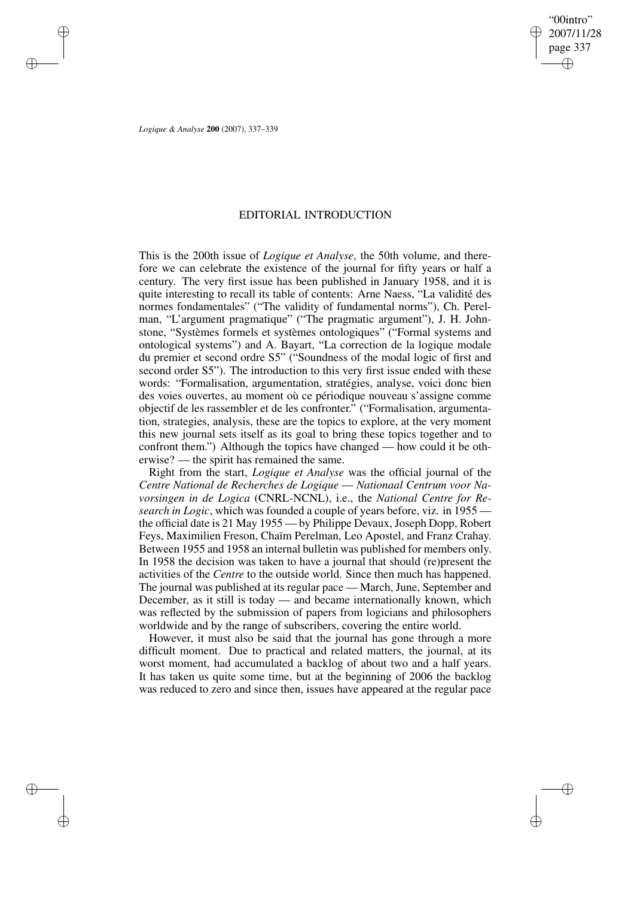# EDITORIAL INTRODUCTION

This is the 200th issue of *Logique et Analyse*, the 50th volume, and therefore we can celebrate the existence of the journal for fifty years or half a century. The very first issue has been published in January 1958, and it is quite interesting to recall its table of contents: Arne Naess, "La validité des normes fondamentales" ("The validity of fundamental norms"), Ch. Perelman, "L'argument pragmatique" ("The pragmatic argument"), J. H. Johnstone, "Systèmes formels et systèmes ontologiques" ("Formal systems and ontological systems") and A. Bayart, "La correction de la logique modale du premier et second ordre S5" ("Soundness of the modal logic of first and second order S5"). The introduction to this very first issue ended with these words: "Formalisation, argumentation, stratégies, analyse, voici donc bien des voies ouvertes, au moment où ce périodique nouveau s'assigne comme objectif de les rassembler et de les confronter." ("Formalisation, argumentation, strategies, analysis, these are the topics to explore, at the very moment this new journal sets itself as its goal to bring these topics together and to confront them.") Although the topics have changed — how could it be otherwise? — the spirit has remained the same.

Right from the start, *Logique et Analyse* was the official journal of the *Centre National de Recherches de Logique — Nationaal Centrum voor Navorsingen in de Logica* (CNRL-NCNL), i.e., the *National Centre for Research in Logic*, which was founded a couple of years before, viz. in 1955 — the official date is 21 May 1955 — by Philippe Devaux, Joseph Dopp, Robert Feys, Maximilien Freson, Chaïm Perelman, Leo Apostel, and Franz Crahay. Between 1955 and 1958 an internal bulletin was published for members only. In 1958 the decision was taken to have a journal that should (re)present the activities of the *Centre* to the outside world. Since then much has happened. The journal was published at its regular pace — March, June, September and December, as it still is today — and became internationally known, which was reflected by the submission of papers from logicians and philosophers worldwide and by the range of subscribers, covering the entire world.

However, it must also be said that the journal has gone through a more difficult moment. Due to practical and related matters, the journal, at its worst moment, had accumulated a backlog of about two and a half years. It has taken us quite some time, but at the beginning of 2006 the backlog was reduced to zero and since then, issues have appeared at the regular pace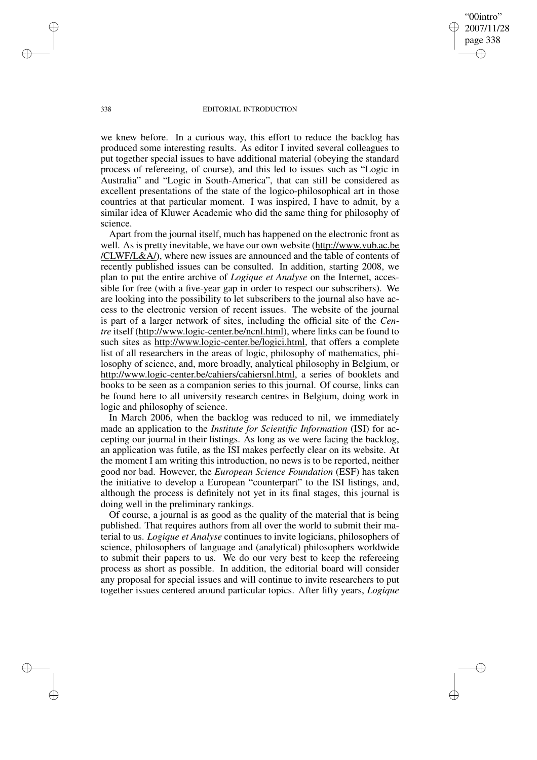we knew before. In a curious way, this effort to reduce the backlog has produced some interesting results. As editor I invited several colleagues to put together special issues to have additional material (obeying the standard process of refereeing, of course), and this led to issues such as "Logic in Australia" and "Logic in South-America", that can still be considered as excellent presentations of the state of the logico-philosophical art in those countries at that particular moment. I was inspired, I have to admit, by a similar idea of Kluwer Academic who did the same thing for philosophy of science.

Apart from the journal itself, much has happened on the electronic front as well. As is pretty inevitable, we have our own website (http://www.vub.ac.be/CLWF/L&A/), where new issues are announced and the table of contents of recently published issues can be consulted. In addition, starting 2008, we plan to put the entire archive of *Logique et Analyse* on the Internet, accessible for free (with a five-year gap in order to respect our subscribers). We are looking into the possibility to let subscribers to the journal also have access to the electronic version of recent issues. The website of the journal is part of a larger network of sites, including the official site of the *Centre* itself (http://www.logic-center.be/ncnl.html), where links can be found to such sites as http://www.logic-center.be/logici.html, that offers a complete list of all researchers in the areas of logic, philosophy of mathematics, philosophy of science, and, more broadly, analytical philosophy in Belgium, or http://www.logic-center.be/cahiers/cahiersnl.html, a series of booklets and books to be seen as a companion series to this journal. Of course, links can be found here to all university research centres in Belgium, doing work in logic and philosophy of science.

In March 2006, when the backlog was reduced to nil, we immediately made an application to the *Institute for Scientific Information* (ISI) for accepting our journal in their listings. As long as we were facing the backlog, an application was futile, as the ISI makes perfectly clear on its website. At the moment I am writing this introduction, no news is to be reported, neither good nor bad. However, the *European Science Foundation* (ESF) has taken the initiative to develop a European "counterpart" to the ISI listings, and, although the process is definitely not yet in its final stages, this journal is doing well in the preliminary rankings.

Of course, a journal is as good as the quality of the material that is being published. That requires authors from all over the world to submit their material to us. *Logique et Analyse* continues to invite logicians, philosophers of science, philosophers of language and (analytical) philosophers worldwide to submit their papers to us. We do our very best to keep the refereeing process as short as possible. In addition, the editorial board will consider any proposal for special issues and will continue to invite researchers to put together issues centered around particular topics. After fifty years, *Logique*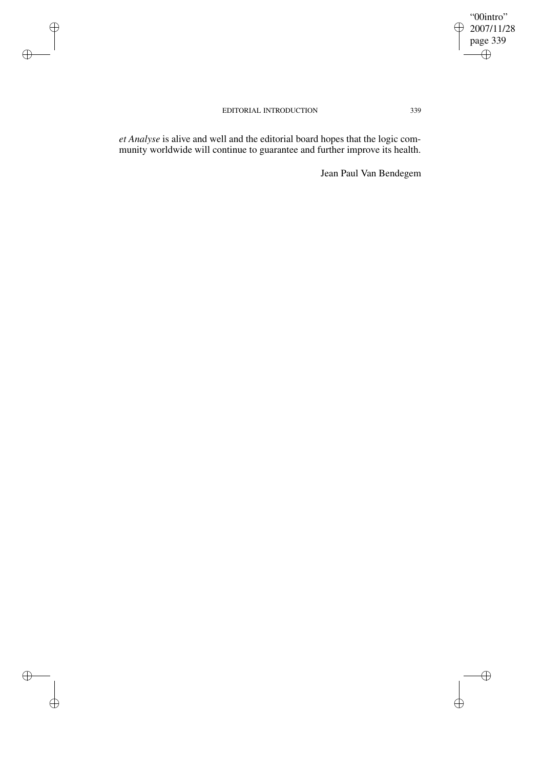*et Analyse* is alive and well and the editorial board hopes that the logic community worldwide will continue to guarantee and further improve its health.

Jean Paul Van Bendegem